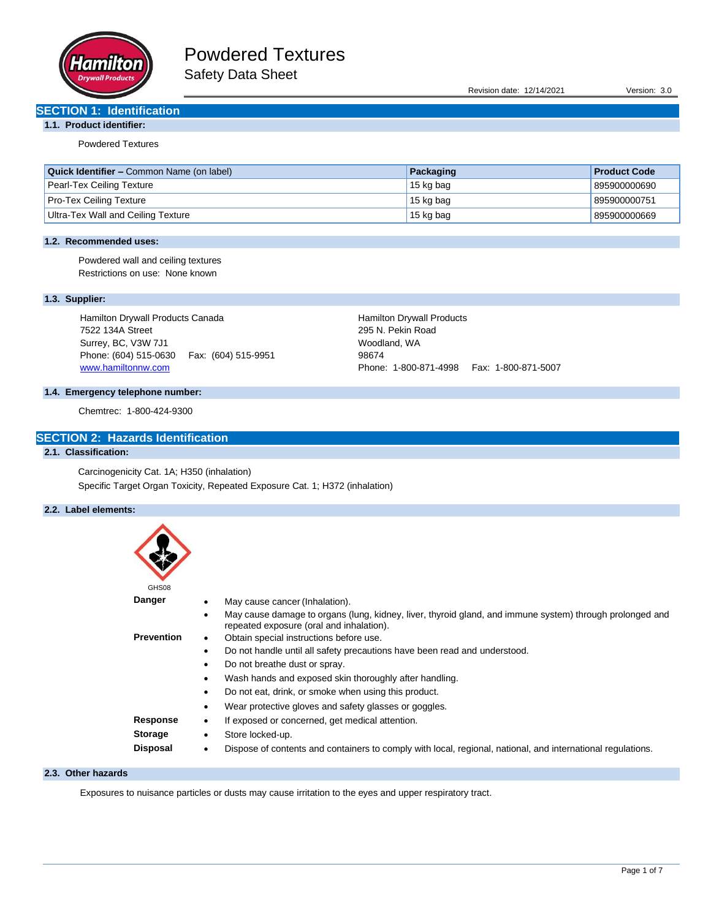# Powdered Textures

Safety Data Sheet

Revision date: 12/14/2021 Version: 3.0

## SECTION 1: Identification

### 1.1. Product identifier:

Powdered Textures

| Quick Identifier – Common Name (on label) | Packaging | Product Code |
|---|---|---|
| Pearl-Tex Ceiling Texture | 15 kg bag | 895900000690 |
| Pro-Tex Ceiling Texture | 15 kg bag | 895900000751 |
| Ultra-Tex Wall and Ceiling Texture | 15 kg bag | 895900000669 |

### 1.2. Recommended uses:

Powdered wall and ceiling textures
Restrictions on use: None known

### 1.3. Supplier:

Hamilton Drywall Products Canada
7522 134A Street
Surrey, BC, V3W 7J1
Phone: (604) 515-0630 Fax: (604) 515-9951
www.hamiltonnw.com

Hamilton Drywall Products
295 N. Pekin Road
Woodland, WA
98674
Phone: 1-800-871-4998 Fax: 1-800-871-5007

### 1.4. Emergency telephone number:

Chemtrec: 1-800-424-9300

## SECTION 2: Hazards Identification

### 2.1. Classification:

Carcinogenicity Cat. 1A; H350 (inhalation)
Specific Target Organ Toxicity, Repeated Exposure Cat. 1; H372 (inhalation)

### 2.2. Label elements:

GHS08

**Danger**
- May cause cancer (Inhalation).
- May cause damage to organs (lung, kidney, liver, thyroid gland, and immune system) through prolonged and repeated exposure (oral and inhalation).

**Prevention**
- Obtain special instructions before use.
- Do not handle until all safety precautions have been read and understood.
- Do not breathe dust or spray.
- Wash hands and exposed skin thoroughly after handling.
- Do not eat, drink, or smoke when using this product.
- Wear protective gloves and safety glasses or goggles.

**Response**
- If exposed or concerned, get medical attention.

**Storage**
- Store locked-up.

**Disposal**
- Dispose of contents and containers to comply with local, regional, national, and international regulations.

### 2.3. Other hazards

Exposures to nuisance particles or dusts may cause irritation to the eyes and upper respiratory tract.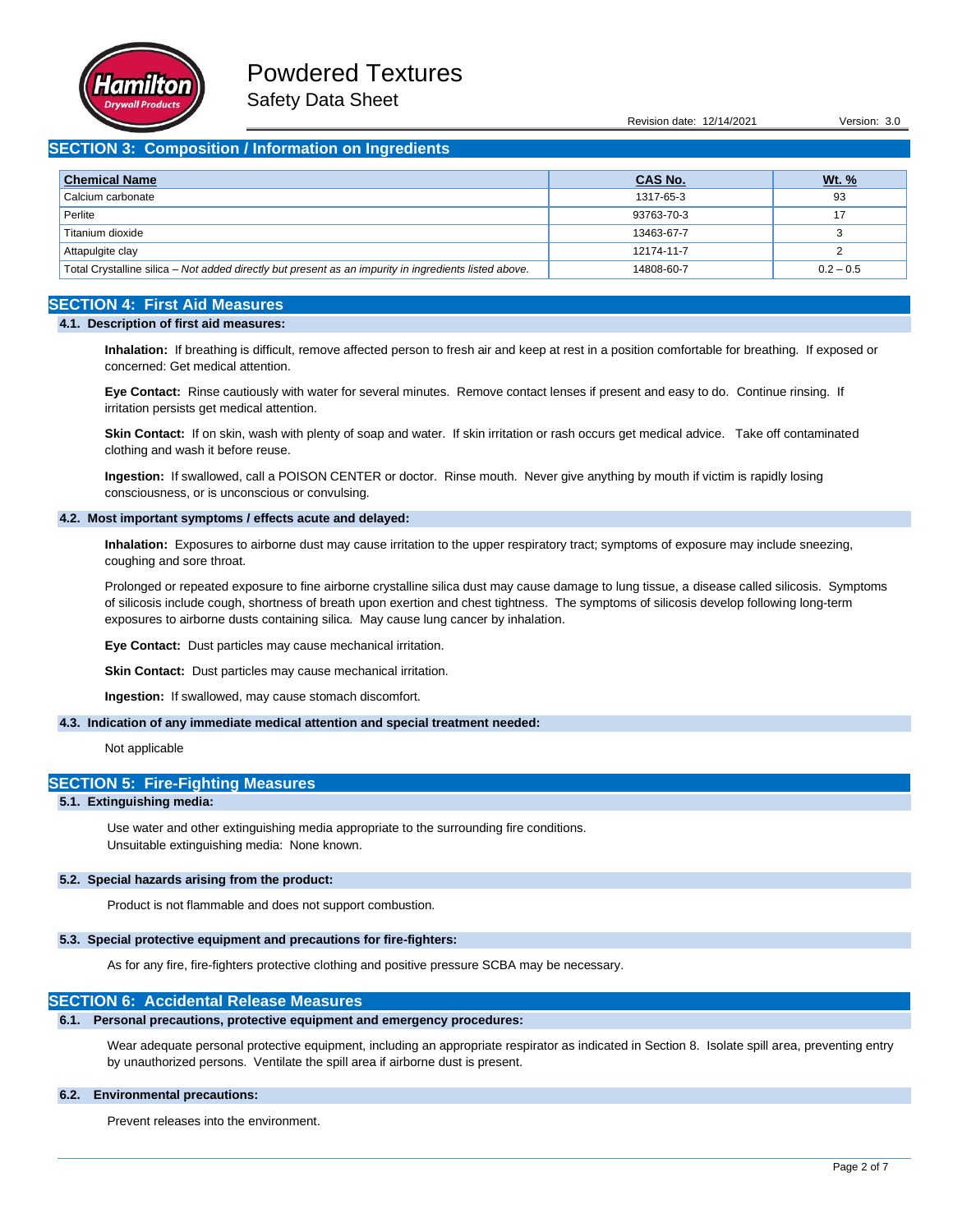## SECTION 3: Composition / Information on Ingredients

| Chemical Name | CAS No. | Wt. % |
|---|---|---|
| Calcium carbonate | 1317-65-3 | 93 |
| Perlite | 93763-70-3 | 17 |
| Titanium dioxide | 13463-67-7 | 3 |
| Attapulgite clay | 12174-11-7 | 2 |
| Total Crystalline silica – *Not added directly but present as an impurity in ingredients listed above.* | 14808-60-7 | 0.2 – 0.5 |

## SECTION 4: First Aid Measures

### 4.1. Description of first aid measures:

**Inhalation:** If breathing is difficult, remove affected person to fresh air and keep at rest in a position comfortable for breathing. If exposed or concerned: Get medical attention.

**Eye Contact:** Rinse cautiously with water for several minutes. Remove contact lenses if present and easy to do. Continue rinsing. If irritation persists get medical attention.

**Skin Contact:** If on skin, wash with plenty of soap and water. If skin irritation or rash occurs get medical advice. Take off contaminated clothing and wash it before reuse.

**Ingestion:** If swallowed, call a POISON CENTER or doctor. Rinse mouth. Never give anything by mouth if victim is rapidly losing consciousness, or is unconscious or convulsing.

### 4.2. Most important symptoms / effects acute and delayed:

**Inhalation:** Exposures to airborne dust may cause irritation to the upper respiratory tract; symptoms of exposure may include sneezing, coughing and sore throat.

Prolonged or repeated exposure to fine airborne crystalline silica dust may cause damage to lung tissue, a disease called silicosis. Symptoms of silicosis include cough, shortness of breath upon exertion and chest tightness. The symptoms of silicosis develop following long-term exposures to airborne dusts containing silica. May cause lung cancer by inhalation.

**Eye Contact:** Dust particles may cause mechanical irritation.

**Skin Contact:** Dust particles may cause mechanical irritation.

**Ingestion:** If swallowed, may cause stomach discomfort.

### 4.3. Indication of any immediate medical attention and special treatment needed:

Not applicable

## SECTION 5: Fire-Fighting Measures

### 5.1. Extinguishing media:

Use water and other extinguishing media appropriate to the surrounding fire conditions.
Unsuitable extinguishing media: None known.

### 5.2. Special hazards arising from the product:

Product is not flammable and does not support combustion.

### 5.3. Special protective equipment and precautions for fire-fighters:

As for any fire, fire-fighters protective clothing and positive pressure SCBA may be necessary.

## SECTION 6: Accidental Release Measures

### 6.1. Personal precautions, protective equipment and emergency procedures:

Wear adequate personal protective equipment, including an appropriate respirator as indicated in Section 8. Isolate spill area, preventing entry by unauthorized persons. Ventilate the spill area if airborne dust is present.

### 6.2. Environmental precautions:

Prevent releases into the environment.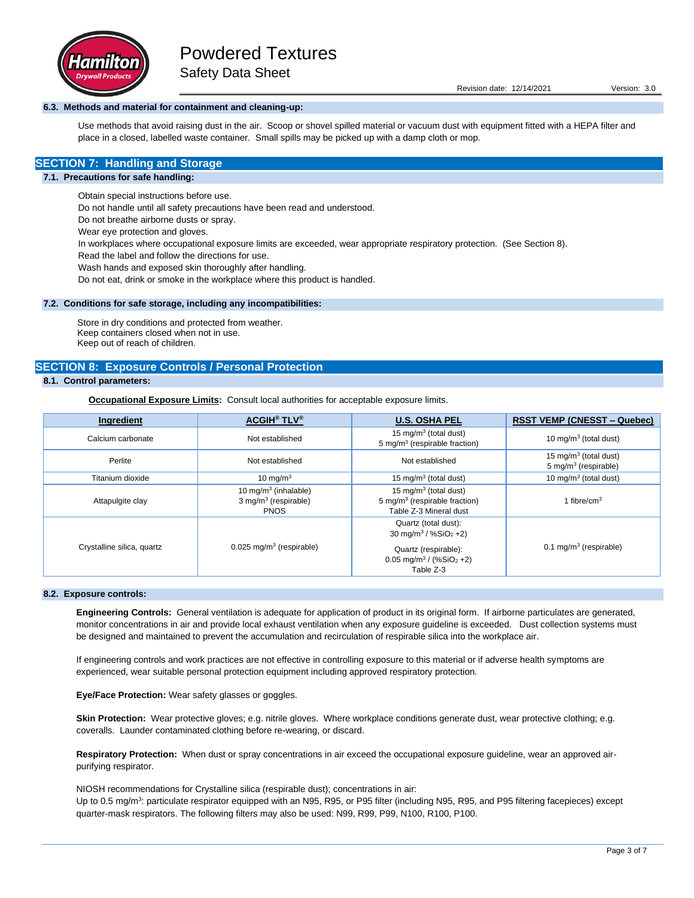### 6.3. Methods and material for containment and cleaning-up:

Use methods that avoid raising dust in the air. Scoop or shovel spilled material or vacuum dust with equipment fitted with a HEPA filter and place in a closed, labelled waste container. Small spills may be picked up with a damp cloth or mop.

## SECTION 7: Handling and Storage

### 7.1. Precautions for safe handling:

Obtain special instructions before use.
Do not handle until all safety precautions have been read and understood.
Do not breathe airborne dusts or spray.
Wear eye protection and gloves.
In workplaces where occupational exposure limits are exceeded, wear appropriate respiratory protection. (See Section 8).
Read the label and follow the directions for use.
Wash hands and exposed skin thoroughly after handling.
Do not eat, drink or smoke in the workplace where this product is handled.

### 7.2. Conditions for safe storage, including any incompatibilities:

Store in dry conditions and protected from weather.
Keep containers closed when not in use.
Keep out of reach of children.

## SECTION 8: Exposure Controls / Personal Protection

### 8.1. Control parameters:

**Occupational Exposure Limits:** Consult local authorities for acceptable exposure limits.

| Ingredient | ACGIH® TLV® | U.S. OSHA PEL | RSST VEMP (CNESST – Quebec) |
|---|---|---|---|
| Calcium carbonate | Not established | 15 mg/m$^3$ (total dust)<br>5 mg/m$^3$ (respirable fraction) | 10 mg/m$^3$ (total dust) |
| Perlite | Not established | Not established | 15 mg/m$^3$ (total dust)<br>5 mg/m$^3$ (respirable) |
| Titanium dioxide | 10 mg/m$^3$ | 15 mg/m$^3$ (total dust) | 10 mg/m$^3$ (total dust) |
| Attapulgite clay | 10 mg/m$^3$ (inhalable)<br>3 mg/m$^3$ (respirable)<br>PNOS | 15 mg/m$^3$ (total dust)<br>5 mg/m$^3$ (respirable fraction)<br>Table Z-3 Mineral dust | 1 fibre/cm$^3$ |
| Crystalline silica, quartz | 0.025 mg/m$^3$ (respirable) | Quartz (total dust):<br>30 mg/m$^3$ / %$SiO_2$ +2)<br>Quartz (respirable):<br>0.05 mg/m$^3$ / (%$SiO_2$ +2)<br>Table Z-3 | 0.1 mg/m$^3$ (respirable) |

### 8.2. Exposure controls:

**Engineering Controls:** General ventilation is adequate for application of product in its original form. If airborne particulates are generated, monitor concentrations in air and provide local exhaust ventilation when any exposure guideline is exceeded. Dust collection systems must be designed and maintained to prevent the accumulation and recirculation of respirable silica into the workplace air.

If engineering controls and work practices are not effective in controlling exposure to this material or if adverse health symptoms are experienced, wear suitable personal protection equipment including approved respiratory protection.

**Eye/Face Protection:** Wear safety glasses or goggles.

**Skin Protection:** Wear protective gloves; e.g. nitrile gloves. Where workplace conditions generate dust, wear protective clothing; e.g. coveralls. Launder contaminated clothing before re-wearing, or discard.

**Respiratory Protection:** When dust or spray concentrations in air exceed the occupational exposure guideline, wear an approved air-purifying respirator.

NIOSH recommendations for Crystalline silica (respirable dust); concentrations in air:
Up to 0.5 mg/m$^3$: particulate respirator equipped with an N95, R95, or P95 filter (including N95, R95, and P95 filtering facepieces) except quarter-mask respirators. The following filters may also be used: N99, R99, P99, N100, R100, P100.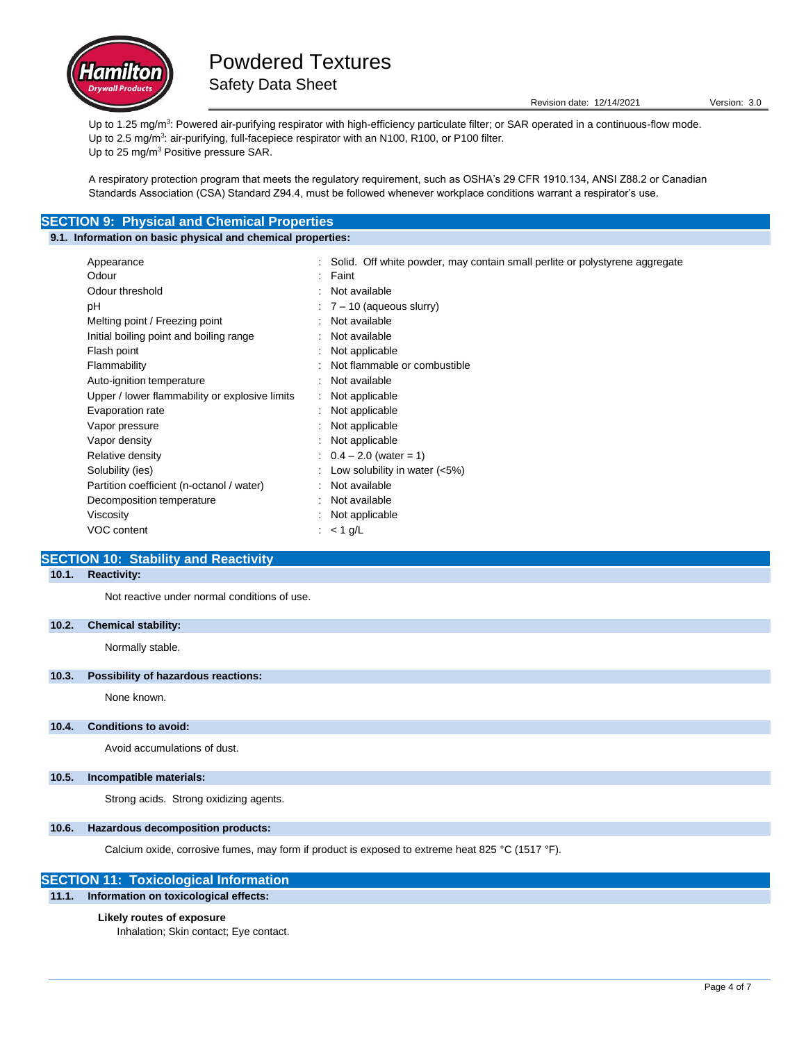Up to 1.25 mg/m$^3$: Powered air-purifying respirator with high-efficiency particulate filter; or SAR operated in a continuous-flow mode.
Up to 2.5 mg/m$^3$: air-purifying, full-facepiece respirator with an N100, R100, or P100 filter.
Up to 25 mg/m$^3$ Positive pressure SAR.

A respiratory protection program that meets the regulatory requirement, such as OSHA's 29 CFR 1910.134, ANSI Z88.2 or Canadian Standards Association (CSA) Standard Z94.4, must be followed whenever workplace conditions warrant a respirator's use.

## SECTION 9: Physical and Chemical Properties

### 9.1. Information on basic physical and chemical properties:

| Property | Value |
|---|---|
| Appearance | Solid. Off white powder, may contain small perlite or polystyrene aggregate |
| Odour | Faint |
| Odour threshold | Not available |
| pH | 7 – 10 (aqueous slurry) |
| Melting point / Freezing point | Not available |
| Initial boiling point and boiling range | Not available |
| Flash point | Not applicable |
| Flammability | Not flammable or combustible |
| Auto-ignition temperature | Not available |
| Upper / lower flammability or explosive limits | Not applicable |
| Evaporation rate | Not applicable |
| Vapor pressure | Not applicable |
| Vapor density | Not applicable |
| Relative density | 0.4 – 2.0 (water = 1) |
| Solubility (ies) | Low solubility in water (<5%) |
| Partition coefficient (n-octanol / water) | Not available |
| Decomposition temperature | Not available |
| Viscosity | Not applicable |
| VOC content | < 1 g/L |

## SECTION 10: Stability and Reactivity

### 10.1. Reactivity:

Not reactive under normal conditions of use.

### 10.2. Chemical stability:

Normally stable.

### 10.3. Possibility of hazardous reactions:

None known.

### 10.4. Conditions to avoid:

Avoid accumulations of dust.

### 10.5. Incompatible materials:

Strong acids. Strong oxidizing agents.

### 10.6. Hazardous decomposition products:

Calcium oxide, corrosive fumes, may form if product is exposed to extreme heat 825 °C (1517 °F).

## SECTION 11: Toxicological Information

### 11.1. Information on toxicological effects:

**Likely routes of exposure**

Inhalation; Skin contact; Eye contact.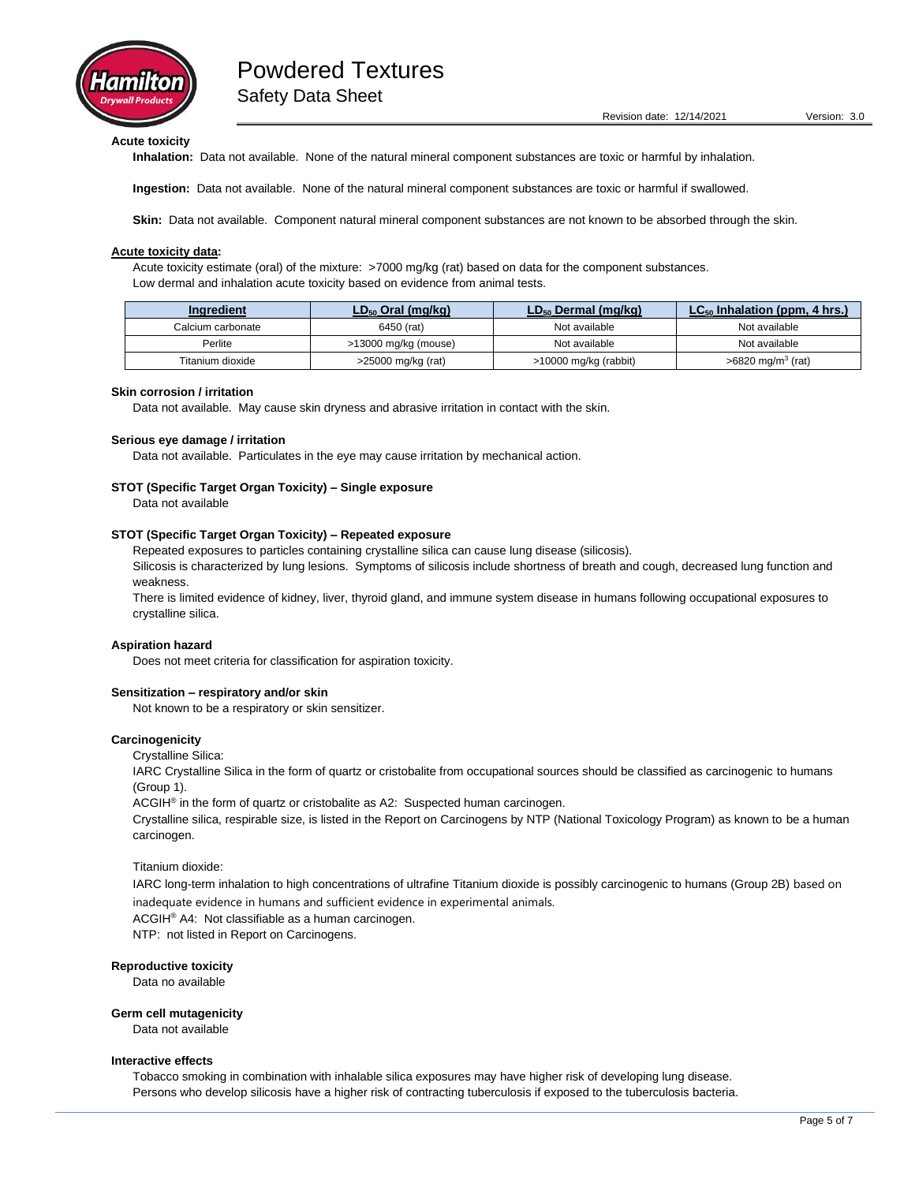**Acute toxicity**

**Inhalation:** Data not available. None of the natural mineral component substances are toxic or harmful by inhalation.

**Ingestion:** Data not available. None of the natural mineral component substances are toxic or harmful if swallowed.

**Skin:** Data not available. Component natural mineral component substances are not known to be absorbed through the skin.

**Acute toxicity data:**

Acute toxicity estimate (oral) of the mixture: >7000 mg/kg (rat) based on data for the component substances.
Low dermal and inhalation acute toxicity based on evidence from animal tests.

| Ingredient | $LD_{50}$ Oral (mg/kg) | $LD_{50}$ Dermal (mg/kg) | $LC_{50}$ Inhalation (ppm, 4 hrs.) |
|---|---|---|---|
| Calcium carbonate | 6450 (rat) | Not available | Not available |
| Perlite | >13000 mg/kg (mouse) | Not available | Not available |
| Titanium dioxide | >25000 mg/kg (rat) | >10000 mg/kg (rabbit) | >6820 mg/m$^3$ (rat) |

**Skin corrosion / irritation**

Data not available. May cause skin dryness and abrasive irritation in contact with the skin.

**Serious eye damage / irritation**

Data not available. Particulates in the eye may cause irritation by mechanical action.

**STOT (Specific Target Organ Toxicity) – Single exposure**

Data not available

**STOT (Specific Target Organ Toxicity) – Repeated exposure**

Repeated exposures to particles containing crystalline silica can cause lung disease (silicosis).
Silicosis is characterized by lung lesions. Symptoms of silicosis include shortness of breath and cough, decreased lung function and weakness.
There is limited evidence of kidney, liver, thyroid gland, and immune system disease in humans following occupational exposures to crystalline silica.

**Aspiration hazard**

Does not meet criteria for classification for aspiration toxicity.

**Sensitization – respiratory and/or skin**

Not known to be a respiratory or skin sensitizer.

**Carcinogenicity**

Crystalline Silica:
IARC Crystalline Silica in the form of quartz or cristobalite from occupational sources should be classified as carcinogenic to humans (Group 1).
ACGIH® in the form of quartz or cristobalite as A2: Suspected human carcinogen.
Crystalline silica, respirable size, is listed in the Report on Carcinogens by NTP (National Toxicology Program) as known to be a human carcinogen.

Titanium dioxide:
IARC long-term inhalation to high concentrations of ultrafine Titanium dioxide is possibly carcinogenic to humans (Group 2B) based on inadequate evidence in humans and sufficient evidence in experimental animals.
ACGIH® A4: Not classifiable as a human carcinogen.
NTP: not listed in Report on Carcinogens.

**Reproductive toxicity**

Data no available

**Germ cell mutagenicity**

Data not available

**Interactive effects**

Tobacco smoking in combination with inhalable silica exposures may have higher risk of developing lung disease.
Persons who develop silicosis have a higher risk of contracting tuberculosis if exposed to the tuberculosis bacteria.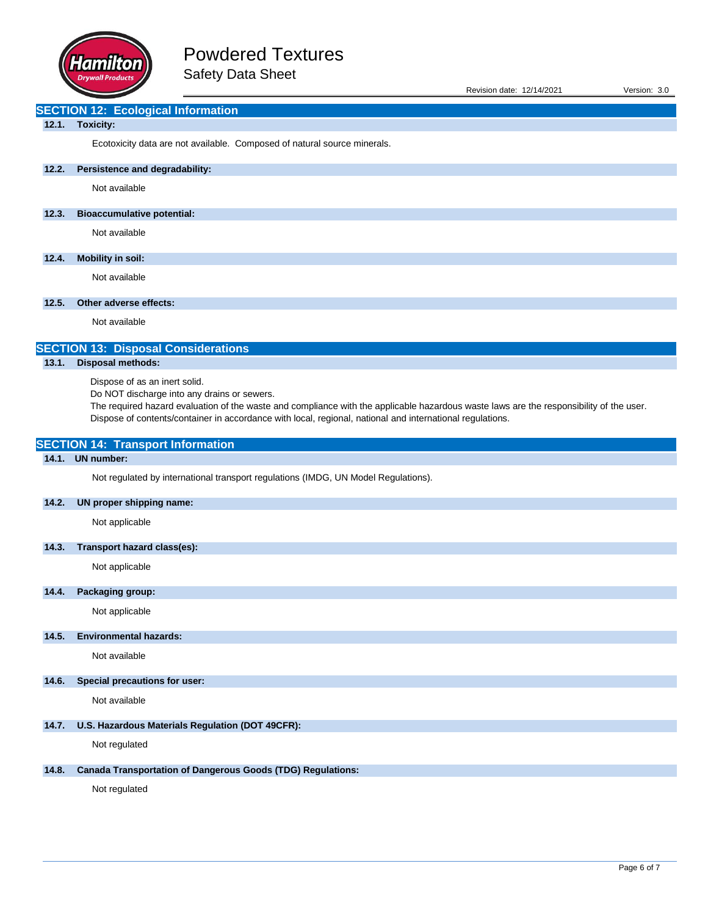## SECTION 12: Ecological Information

### 12.1. Toxicity:

Ecotoxicity data are not available. Composed of natural source minerals.

### 12.2. Persistence and degradability:

Not available

### 12.3. Bioaccumulative potential:

Not available

### 12.4. Mobility in soil:

Not available

### 12.5. Other adverse effects:

Not available

## SECTION 13: Disposal Considerations

### 13.1. Disposal methods:

Dispose of as an inert solid.
Do NOT discharge into any drains or sewers.
The required hazard evaluation of the waste and compliance with the applicable hazardous waste laws are the responsibility of the user.
Dispose of contents/container in accordance with local, regional, national and international regulations.

## SECTION 14: Transport Information

### 14.1. UN number:

Not regulated by international transport regulations (IMDG, UN Model Regulations).

### 14.2. UN proper shipping name:

Not applicable

### 14.3. Transport hazard class(es):

Not applicable

### 14.4. Packaging group:

Not applicable

### 14.5. Environmental hazards:

Not available

### 14.6. Special precautions for user:

Not available

### 14.7. U.S. Hazardous Materials Regulation (DOT 49CFR):

Not regulated

### 14.8. Canada Transportation of Dangerous Goods (TDG) Regulations:

Not regulated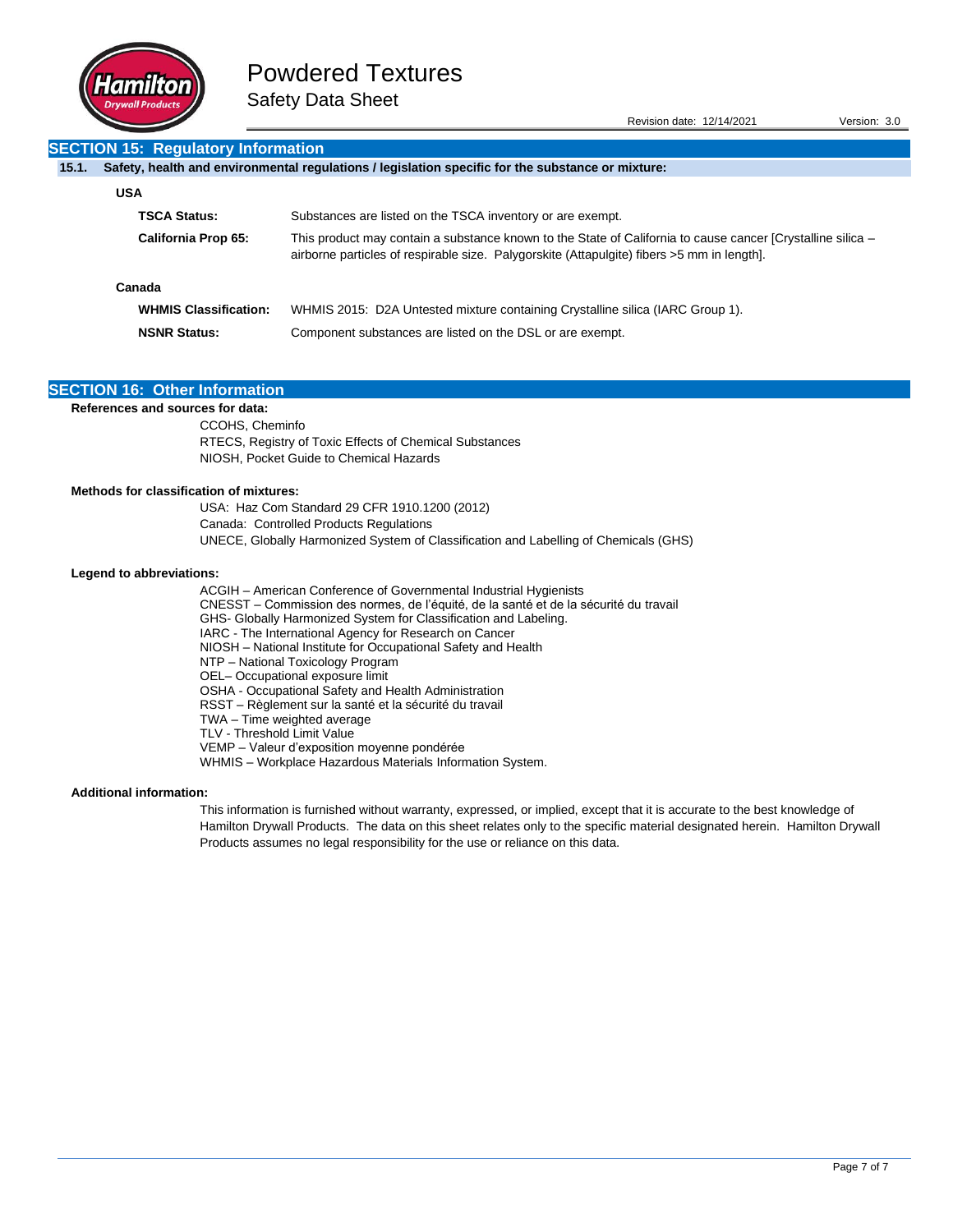## SECTION 15: Regulatory Information

### 15.1. Safety, health and environmental regulations / legislation specific for the substance or mixture:

**USA**

**TSCA Status:** Substances are listed on the TSCA inventory or are exempt.

**California Prop 65:** This product may contain a substance known to the State of California to cause cancer [Crystalline silica – airborne particles of respirable size. Palygorskite (Attapulgite) fibers >5 mm in length].

**Canada**

**WHMIS Classification:** WHMIS 2015: D2A Untested mixture containing Crystalline silica (IARC Group 1).

**NSNR Status:** Component substances are listed on the DSL or are exempt.

## SECTION 16: Other Information

**References and sources for data:**

CCOHS, Cheminfo
RTECS, Registry of Toxic Effects of Chemical Substances
NIOSH, Pocket Guide to Chemical Hazards

**Methods for classification of mixtures:**

USA: Haz Com Standard 29 CFR 1910.1200 (2012)
Canada: Controlled Products Regulations
UNECE, Globally Harmonized System of Classification and Labelling of Chemicals (GHS)

**Legend to abbreviations:**

ACGIH – American Conference of Governmental Industrial Hygienists
CNESST – Commission des normes, de l'équité, de la santé et de la sécurité du travail
GHS- Globally Harmonized System for Classification and Labeling.
IARC - The International Agency for Research on Cancer
NIOSH – National Institute for Occupational Safety and Health
NTP – National Toxicology Program
OEL– Occupational exposure limit
OSHA - Occupational Safety and Health Administration
RSST – Règlement sur la santé et la sécurité du travail
TWA – Time weighted average
TLV - Threshold Limit Value
VEMP – Valeur d'exposition moyenne pondérée
WHMIS – Workplace Hazardous Materials Information System.

**Additional information:**

This information is furnished without warranty, expressed, or implied, except that it is accurate to the best knowledge of Hamilton Drywall Products. The data on this sheet relates only to the specific material designated herein. Hamilton Drywall Products assumes no legal responsibility for the use or reliance on this data.